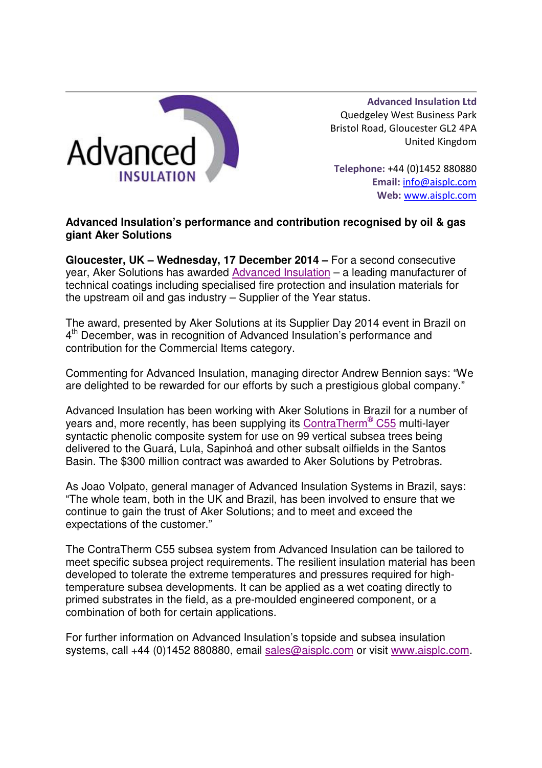Advanced INSULATION

**Advanced Insulation Ltd**
Quedgeley West Business Park
Bristol Road, Gloucester GL2 4PA
United Kingdom

**Telephone:** +44 (0)1452 880880
**Email:** info@aisplc.com
**Web:** www.aisplc.com

**Advanced Insulation's performance and contribution recognised by oil & gas giant Aker Solutions**

**Gloucester, UK – Wednesday, 17 December 2014 –** For a second consecutive year, Aker Solutions has awarded Advanced Insulation – a leading manufacturer of technical coatings including specialised fire protection and insulation materials for the upstream oil and gas industry – Supplier of the Year status.

The award, presented by Aker Solutions at its Supplier Day 2014 event in Brazil on 4th December, was in recognition of Advanced Insulation's performance and contribution for the Commercial Items category.

Commenting for Advanced Insulation, managing director Andrew Bennion says: "We are delighted to be rewarded for our efforts by such a prestigious global company."

Advanced Insulation has been working with Aker Solutions in Brazil for a number of years and, more recently, has been supplying its ContraTherm® C55 multi-layer syntactic phenolic composite system for use on 99 vertical subsea trees being delivered to the Guará, Lula, Sapinhoá and other subsalt oilfields in the Santos Basin. The $300 million contract was awarded to Aker Solutions by Petrobras.

As Joao Volpato, general manager of Advanced Insulation Systems in Brazil, says: "The whole team, both in the UK and Brazil, has been involved to ensure that we continue to gain the trust of Aker Solutions; and to meet and exceed the expectations of the customer."

The ContraTherm C55 subsea system from Advanced Insulation can be tailored to meet specific subsea project requirements. The resilient insulation material has been developed to tolerate the extreme temperatures and pressures required for high-temperature subsea developments. It can be applied as a wet coating directly to primed substrates in the field, as a pre-moulded engineered component, or a combination of both for certain applications.

For further information on Advanced Insulation's topside and subsea insulation systems, call +44 (0)1452 880880, email sales@aisplc.com or visit www.aisplc.com.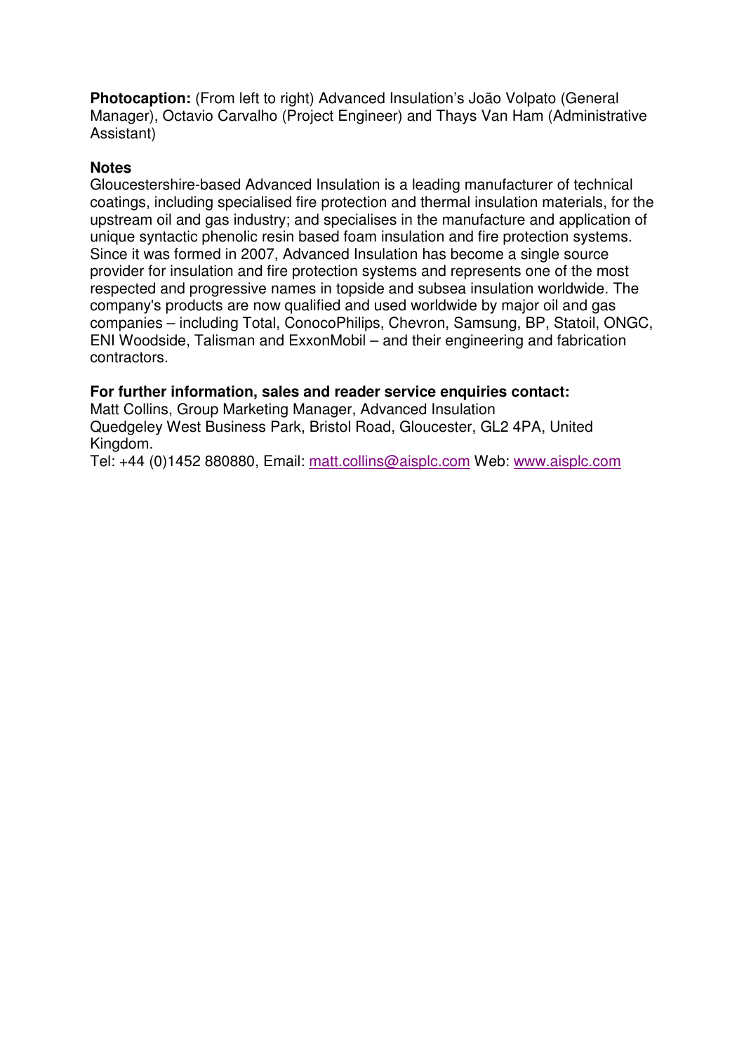**Photocaption:** (From left to right) Advanced Insulation's João Volpato (General Manager), Octavio Carvalho (Project Engineer) and Thays Van Ham (Administrative Assistant)

**Notes**

Gloucestershire-based Advanced Insulation is a leading manufacturer of technical coatings, including specialised fire protection and thermal insulation materials, for the upstream oil and gas industry; and specialises in the manufacture and application of unique syntactic phenolic resin based foam insulation and fire protection systems. Since it was formed in 2007, Advanced Insulation has become a single source provider for insulation and fire protection systems and represents one of the most respected and progressive names in topside and subsea insulation worldwide. The company's products are now qualified and used worldwide by major oil and gas companies – including Total, ConocoPhilips, Chevron, Samsung, BP, Statoil, ONGC, ENI Woodside, Talisman and ExxonMobil – and their engineering and fabrication contractors.

**For further information, sales and reader service enquiries contact:**

Matt Collins, Group Marketing Manager, Advanced Insulation
Quedgeley West Business Park, Bristol Road, Gloucester, GL2 4PA, United Kingdom.
Tel: +44 (0)1452 880880, Email: matt.collins@aisplc.com Web: www.aisplc.com